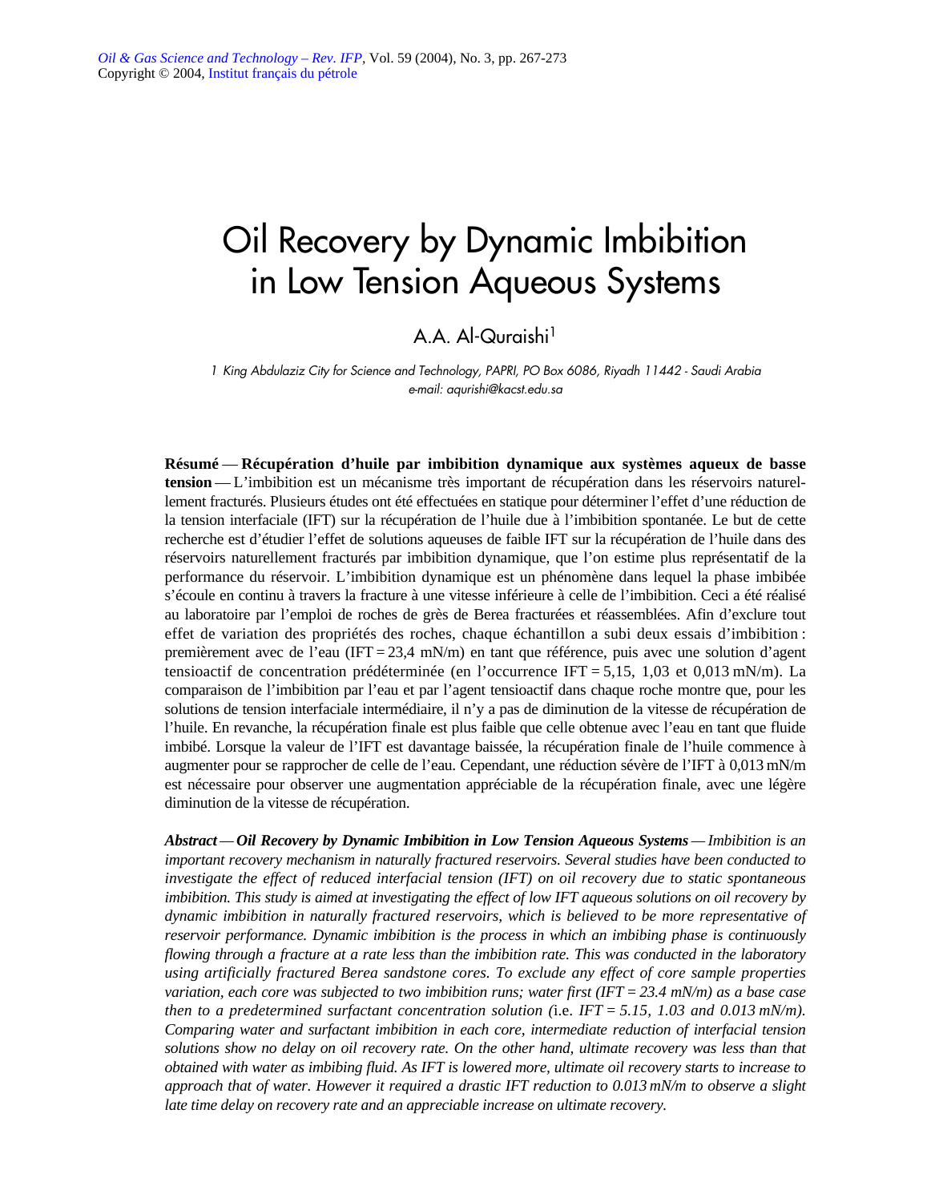# Oil Recovery by Dynamic Imbibition in Low Tension Aqueous Systems

A.A. Al-Quraishi[1]

1 King Abdulaziz City for Science and Technology, PAPRI, PO Box 6086, Riyadh 11442 - Saudi Arabia
e-mail: aqurishi@kacst.edu.sa

**Résumé** — **Récupération d'huile par imbibition dynamique aux systèmes aqueux de basse tension** — L'imbibition est un mécanisme très important de récupération dans les réservoirs naturellement fracturés. Plusieurs études ont été effectuées en statique pour déterminer l'effet d'une réduction de la tension interfaciale (IFT) sur la récupération de l'huile due à l'imbibition spontanée. Le but de cette recherche est d'étudier l'effet de solutions aqueuses de faible IFT sur la récupération de l'huile dans des réservoirs naturellement fracturés par imbibition dynamique, que l'on estime plus représentatif de la performance du réservoir. L'imbibition dynamique est un phénomène dans lequel la phase imbibée s'écoule en continu à travers la fracture à une vitesse inférieure à celle de l'imbibition. Ceci a été réalisé au laboratoire par l'emploi de roches de grès de Berea fracturées et réassemblées. Afin d'exclure tout effet de variation des propriétés des roches, chaque échantillon a subi deux essais d'imbibition : premièrement avec de l'eau (IFT = 23,4 mN/m) en tant que référence, puis avec une solution d'agent tensioactif de concentration prédéterminée (en l'occurrence IFT = 5,15, 1,03 et 0,013 mN/m). La comparaison de l'imbibition par l'eau et par l'agent tensioactif dans chaque roche montre que, pour les solutions de tension interfaciale intermédiaire, il n'y a pas de diminution de la vitesse de récupération de l'huile. En revanche, la récupération finale est plus faible que celle obtenue avec l'eau en tant que fluide imbibé. Lorsque la valeur de l'IFT est davantage baissée, la récupération finale de l'huile commence à augmenter pour se rapprocher de celle de l'eau. Cependant, une réduction sévère de l'IFT à 0,013 mN/m est nécessaire pour observer une augmentation appréciable de la récupération finale, avec une légère diminution de la vitesse de récupération.

***Abstract*** — ***Oil Recovery by Dynamic Imbibition in Low Tension Aqueous Systems*** — *Imbibition is an important recovery mechanism in naturally fractured reservoirs. Several studies have been conducted to investigate the effect of reduced interfacial tension (IFT) on oil recovery due to static spontaneous imbibition. This study is aimed at investigating the effect of low IFT aqueous solutions on oil recovery by dynamic imbibition in naturally fractured reservoirs, which is believed to be more representative of reservoir performance. Dynamic imbibition is the process in which an imbibing phase is continuously flowing through a fracture at a rate less than the imbibition rate. This was conducted in the laboratory using artificially fractured Berea sandstone cores. To exclude any effect of core sample properties variation, each core was subjected to two imbibition runs; water first (IFT = 23.4 mN/m) as a base case then to a predetermined surfactant concentration solution (*i.e. *IFT = 5.15, 1.03 and 0.013 mN/m). Comparing water and surfactant imbibition in each core, intermediate reduction of interfacial tension solutions show no delay on oil recovery rate. On the other hand, ultimate recovery was less than that obtained with water as imbibing fluid. As IFT is lowered more, ultimate oil recovery starts to increase to approach that of water. However it required a drastic IFT reduction to 0.013 mN/m to observe a slight late time delay on recovery rate and an appreciable increase on ultimate recovery.*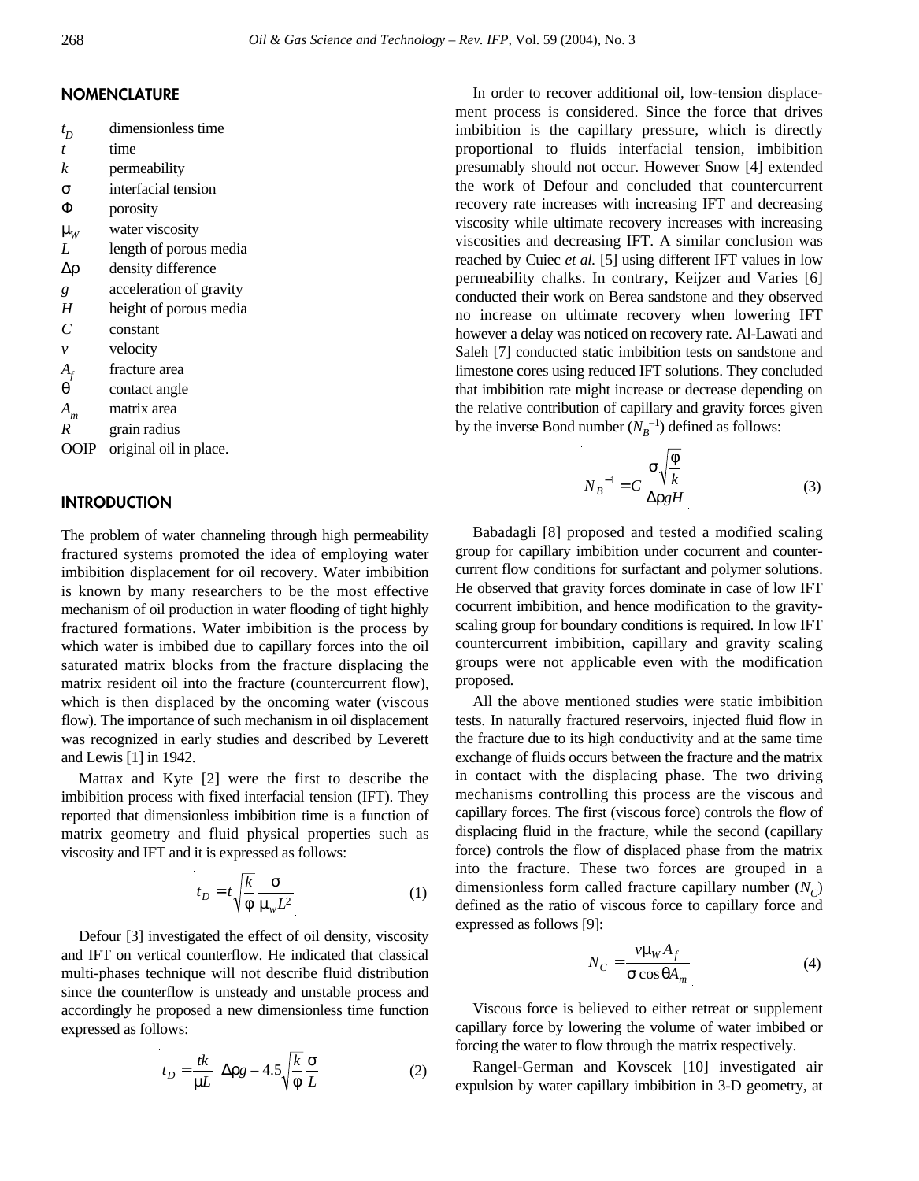## NOMENCLATURE

| | |
|---|---|
| $t_D$ | dimensionless time |
| $t$ | time |
| $k$ | permeability |
| $\sigma$ | interfacial tension |
| $\Phi$ | porosity |
| $\mu_W$ | water viscosity |
| $L$ | length of porous media |
| $\Delta\rho$ | density difference |
| $g$ | acceleration of gravity |
| $H$ | height of porous media |
| $C$ | constant |
| $v$ | velocity |
| $A_f$ | fracture area |
| $\theta$ | contact angle |
| $A_m$ | matrix area |
| $R$ | grain radius |
| OOIP | original oil in place. |

## INTRODUCTION

The problem of water channeling through high permeability fractured systems promoted the idea of employing water imbibition displacement for oil recovery. Water imbibition is known by many researchers to be the most effective mechanism of oil production in water flooding of tight highly fractured formations. Water imbibition is the process by which water is imbibed due to capillary forces into the oil saturated matrix blocks from the fracture displacing the matrix resident oil into the fracture (countercurrent flow), which is then displaced by the oncoming water (viscous flow). The importance of such mechanism in oil displacement was recognized in early studies and described by Leverett and Lewis [1] in 1942.

Mattax and Kyte [2] were the first to describe the imbibition process with fixed interfacial tension (IFT). They reported that dimensionless imbibition time is a function of matrix geometry and fluid physical properties such as viscosity and IFT and it is expressed as follows:

$$t_D = t\sqrt{\frac{k}{\phi}}\frac{\sigma}{\mu_w L^2} \tag{1}$$

Defour [3] investigated the effect of oil density, viscosity and IFT on vertical counterflow. He indicated that classical multi-phases technique will not describe fluid distribution since the counterflow is unsteady and unstable process and accordingly he proposed a new dimensionless time function expressed as follows:

$$t_D = \frac{tk}{\mu L}\left(\Delta\rho g - 4.5\sqrt{\frac{k}{\phi}}\frac{\sigma}{L}\right) \tag{2}$$

In order to recover additional oil, low-tension displacement process is considered. Since the force that drives imbibition is the capillary pressure, which is directly proportional to fluids interfacial tension, imbibition presumably should not occur. However Snow [4] extended the work of Defour and concluded that countercurrent recovery rate increases with increasing IFT and decreasing viscosity while ultimate recovery increases with increasing viscosities and decreasing IFT. A similar conclusion was reached by Cuiec *et al.* [5] using different IFT values in low permeability chalks. In contrary, Keijzer and Varies [6] conducted their work on Berea sandstone and they observed no increase on ultimate recovery when lowering IFT however a delay was noticed on recovery rate. Al-Lawati and Saleh [7] conducted static imbibition tests on sandstone and limestone cores using reduced IFT solutions. They concluded that imbibition rate might increase or decrease depending on the relative contribution of capillary and gravity forces given by the inverse Bond number ($N_B^{-1}$) defined as follows:

$$N_B^{-1} = C\frac{\sigma\sqrt{\frac{\phi}{k}}}{\Delta\rho g H} \tag{3}$$

Babadagli [8] proposed and tested a modified scaling group for capillary imbibition under cocurrent and countercurrent flow conditions for surfactant and polymer solutions. He observed that gravity forces dominate in case of low IFT cocurrent imbibition, and hence modification to the gravity-scaling group for boundary conditions is required. In low IFT countercurrent imbibition, capillary and gravity scaling groups were not applicable even with the modification proposed.

All the above mentioned studies were static imbibition tests. In naturally fractured reservoirs, injected fluid flow in the fracture due to its high conductivity and at the same time exchange of fluids occurs between the fracture and the matrix in contact with the displacing phase. The two driving mechanisms controlling this process are the viscous and capillary forces. The first (viscous force) controls the flow of displacing fluid in the fracture, while the second (capillary force) controls the flow of displaced phase from the matrix into the fracture. These two forces are grouped in a dimensionless form called fracture capillary number ($N_C$) defined as the ratio of viscous force to capillary force and expressed as follows [9]:

$$N_C = \frac{v\mu_W A_f}{\sigma\cos\theta A_m} \tag{4}$$

Viscous force is believed to either retreat or supplement capillary force by lowering the volume of water imbibed or forcing the water to flow through the matrix respectively.

Rangel-German and Kovscek [10] investigated air expulsion by water capillary imbibition in 3-D geometry, at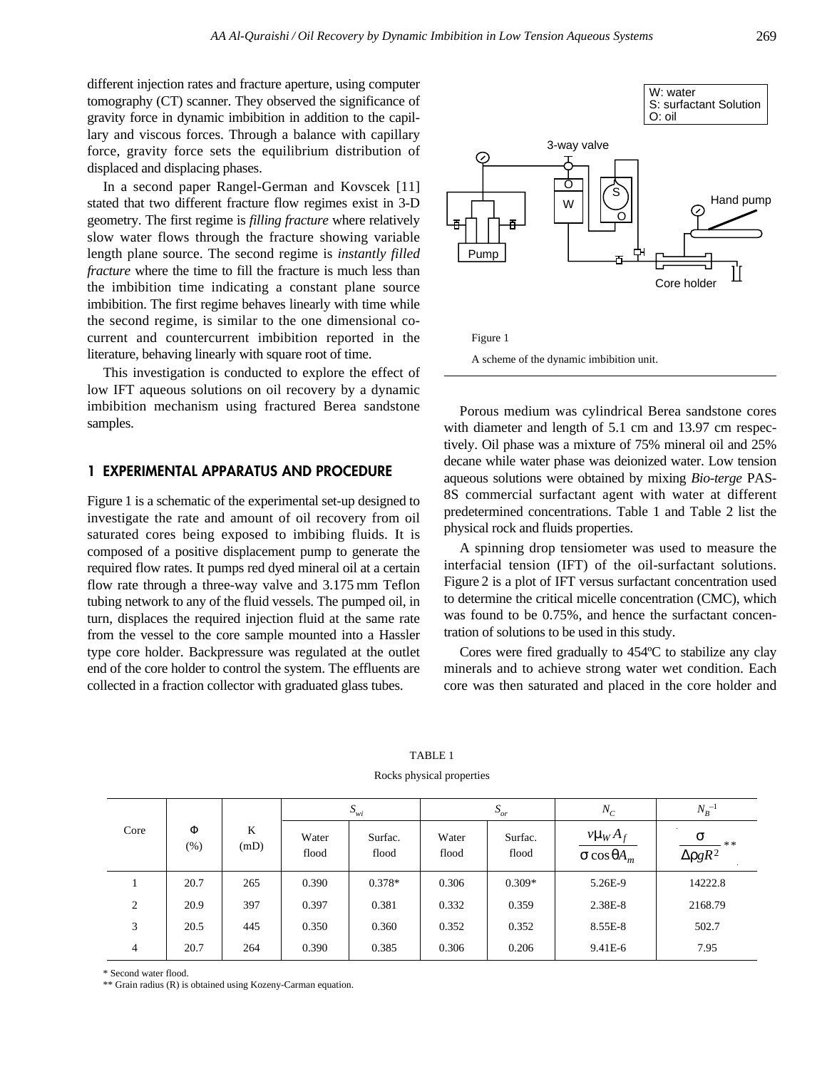different injection rates and fracture aperture, using computer tomography (CT) scanner. They observed the significance of gravity force in dynamic imbibition in addition to the capillary and viscous forces. Through a balance with capillary force, gravity force sets the equilibrium distribution of displaced and displacing phases.

In a second paper Rangel-German and Kovscek [11] stated that two different fracture flow regimes exist in 3-D geometry. The first regime is *filling fracture* where relatively slow water flows through the fracture showing variable length plane source. The second regime is *instantly filled fracture* where the time to fill the fracture is much less than the imbibition time indicating a constant plane source imbibition. The first regime behaves linearly with time while the second regime, is similar to the one dimensional co-current and countercurrent imbibition reported in the literature, behaving linearly with square root of time.

This investigation is conducted to explore the effect of low IFT aqueous solutions on oil recovery by a dynamic imbibition mechanism using fractured Berea sandstone samples.

## 1 EXPERIMENTAL APPARATUS AND PROCEDURE

Figure 1 is a schematic of the experimental set-up designed to investigate the rate and amount of oil recovery from oil saturated cores being exposed to imbibing fluids. It is composed of a positive displacement pump to generate the required flow rates. It pumps red dyed mineral oil at a certain flow rate through a three-way valve and 3.175 mm Teflon tubing network to any of the fluid vessels. The pumped oil, in turn, displaces the required injection fluid at the same rate from the vessel to the core sample mounted into a Hassler type core holder. Backpressure was regulated at the outlet end of the core holder to control the system. The effluents are collected in a fraction collector with graduated glass tubes.

Figure 1

A scheme of the dynamic imbibition unit.

Porous medium was cylindrical Berea sandstone cores with diameter and length of 5.1 cm and 13.97 cm respectively. Oil phase was a mixture of 75% mineral oil and 25% decane while water phase was deionized water. Low tension aqueous solutions were obtained by mixing *Bio-terge* PAS-8S commercial surfactant agent with water at different predetermined concentrations. Table 1 and Table 2 list the physical rock and fluids properties.

A spinning drop tensiometer was used to measure the interfacial tension (IFT) of the oil-surfactant solutions. Figure 2 is a plot of IFT versus surfactant concentration used to determine the critical micelle concentration (CMC), which was found to be 0.75%, and hence the surfactant concentration of solutions to be used in this study.

Cores were fired gradually to 454ºC to stabilize any clay minerals and to achieve strong water wet condition. Each core was then saturated and placed in the core holder and

TABLE 1

Rocks physical properties

| Core | $\Phi$ (%) | K (mD) | $S_{wi}$ | | $S_{or}$ | | $N_C$ | $N_B^{-1}$ |
|---|---|---|---|---|---|---|---|---|
| | | | Water flood | Surfac. flood | Water flood | Surfac. flood | $\frac{v\mu_W A_f}{\sigma \cos\theta A_m}$ | $\frac{\sigma}{\Delta\rho g R^2}$ ** |
| 1 | 20.7 | 265 | 0.390 | 0.378* | 0.306 | 0.309* | 5.26E-9 | 14222.8 |
| 2 | 20.9 | 397 | 0.397 | 0.381 | 0.332 | 0.359 | 2.38E-8 | 2168.79 |
| 3 | 20.5 | 445 | 0.350 | 0.360 | 0.352 | 0.352 | 8.55E-8 | 502.7 |
| 4 | 20.7 | 264 | 0.390 | 0.385 | 0.306 | 0.206 | 9.41E-6 | 7.95 |

\* Second water flood.

\*\* Grain radius (R) is obtained using Kozeny-Carman equation.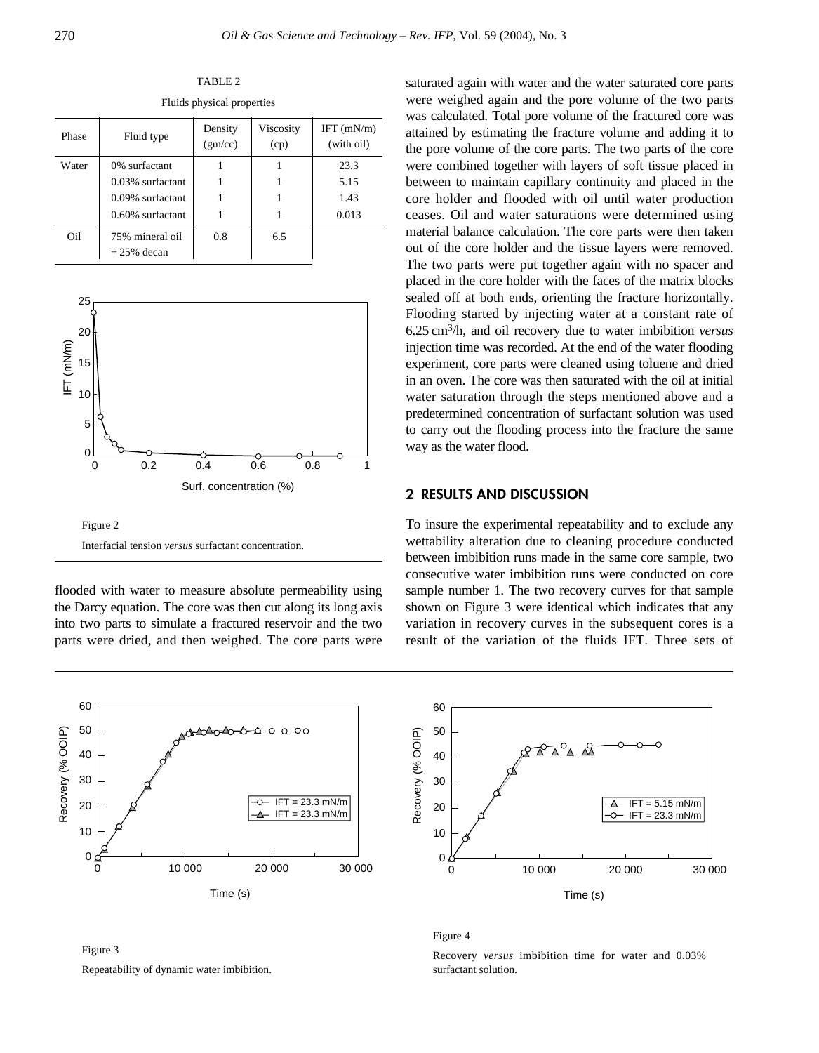TABLE 2

Fluids physical properties

| Phase | Fluid type | Density (gm/cc) | Viscosity (cp) | IFT (mN/m) (with oil) |
|---|---|---|---|---|
| Water | 0% surfactant | 1 | 1 | 23.3 |
| | 0.03% surfactant | 1 | 1 | 5.15 |
| | 0.09% surfactant | 1 | 1 | 1.43 |
| | 0.60% surfactant | 1 | 1 | 0.013 |
| Oil | 75% mineral oil + 25% decan | 0.8 | 6.5 | |

Figure 2

Interfacial tension *versus* surfactant concentration.

flooded with water to measure absolute permeability using the Darcy equation. The core was then cut along its long axis into two parts to simulate a fractured reservoir and the two parts were dried, and then weighed. The core parts were saturated again with water and the water saturated core parts were weighed again and the pore volume of the two parts was calculated. Total pore volume of the fractured core was attained by estimating the fracture volume and adding it to the pore volume of the core parts. The two parts of the core were combined together with layers of soft tissue placed in between to maintain capillary continuity and placed in the core holder and flooded with oil until water production ceases. Oil and water saturations were determined using material balance calculation. The core parts were then taken out of the core holder and the tissue layers were removed. The two parts were put together again with no spacer and placed in the core holder with the faces of the matrix blocks sealed off at both ends, orienting the fracture horizontally. Flooding started by injecting water at a constant rate of 6.25 $cm^3$/h, and oil recovery due to water imbibition *versus* injection time was recorded. At the end of the water flooding experiment, core parts were cleaned using toluene and dried in an oven. The core was then saturated with the oil at initial water saturation through the steps mentioned above and a predetermined concentration of surfactant solution was used to carry out the flooding process into the fracture the same way as the water flood.

## 2 RESULTS AND DISCUSSION

To insure the experimental repeatability and to exclude any wettability alteration due to cleaning procedure conducted between imbibition runs made in the same core sample, two consecutive water imbibition runs were conducted on core sample number 1. The two recovery curves for that sample shown on Figure 3 were identical which indicates that any variation in recovery curves in the subsequent cores is a result of the variation of the fluids IFT. Three sets of

Figure 3

Repeatability of dynamic water imbibition.

Figure 4

Recovery *versus* imbibition time for water and 0.03% surfactant solution.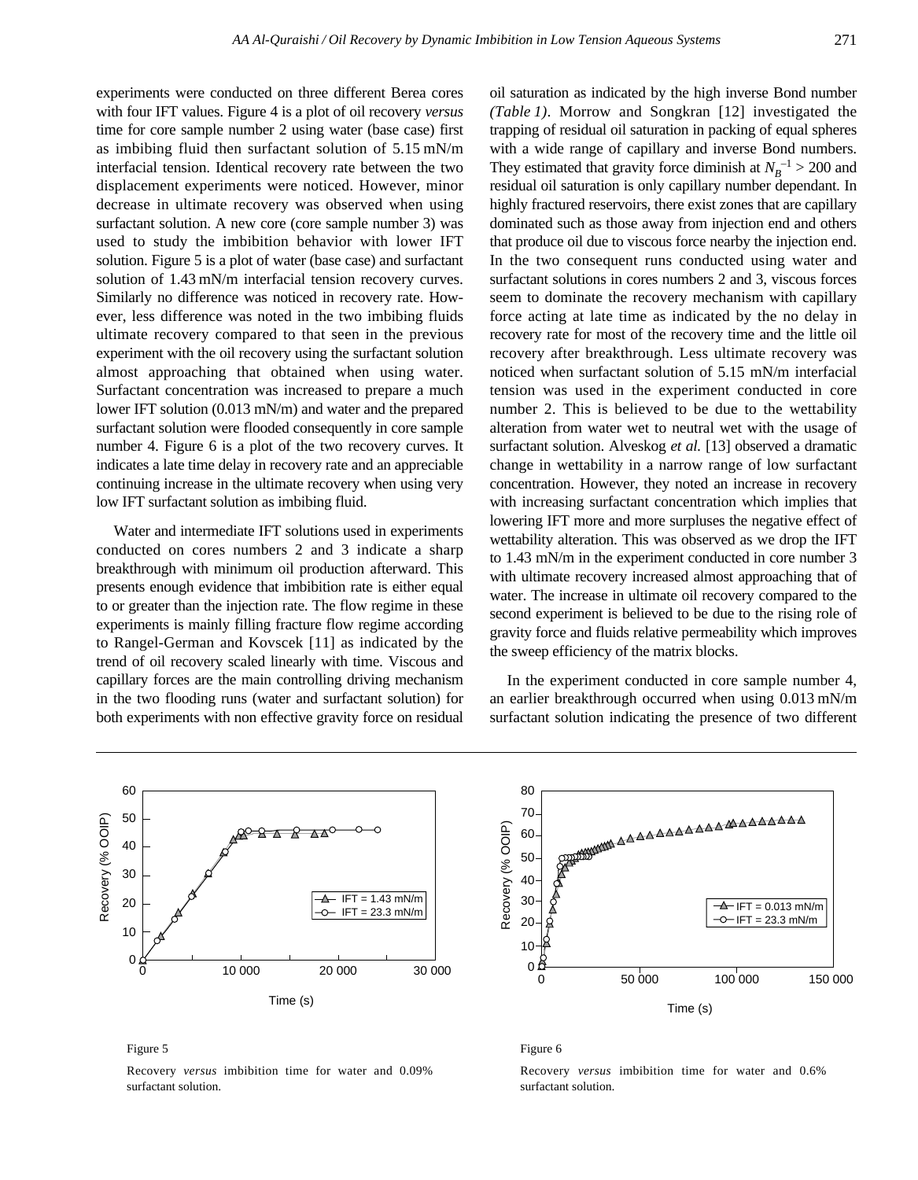experiments were conducted on three different Berea cores with four IFT values. Figure 4 is a plot of oil recovery *versus* time for core sample number 2 using water (base case) first as imbibing fluid then surfactant solution of 5.15 mN/m interfacial tension. Identical recovery rate between the two displacement experiments were noticed. However, minor decrease in ultimate recovery was observed when using surfactant solution. A new core (core sample number 3) was used to study the imbibition behavior with lower IFT solution. Figure 5 is a plot of water (base case) and surfactant solution of 1.43 mN/m interfacial tension recovery curves. Similarly no difference was noticed in recovery rate. However, less difference was noted in the two imbibing fluids ultimate recovery compared to that seen in the previous experiment with the oil recovery using the surfactant solution almost approaching that obtained when using water. Surfactant concentration was increased to prepare a much lower IFT solution (0.013 mN/m) and water and the prepared surfactant solution were flooded consequently in core sample number 4. Figure 6 is a plot of the two recovery curves. It indicates a late time delay in recovery rate and an appreciable continuing increase in the ultimate recovery when using very low IFT surfactant solution as imbibing fluid.

Water and intermediate IFT solutions used in experiments conducted on cores numbers 2 and 3 indicate a sharp breakthrough with minimum oil production afterward. This presents enough evidence that imbibition rate is either equal to or greater than the injection rate. The flow regime in these experiments is mainly filling fracture flow regime according to Rangel-German and Kovscek [11] as indicated by the trend of oil recovery scaled linearly with time. Viscous and capillary forces are the main controlling driving mechanism in the two flooding runs (water and surfactant solution) for both experiments with non effective gravity force on residual oil saturation as indicated by the high inverse Bond number *(Table 1)*. Morrow and Songkran [12] investigated the trapping of residual oil saturation in packing of equal spheres with a wide range of capillary and inverse Bond numbers. They estimated that gravity force diminish at $N_B^{-1} > 200$ and residual oil saturation is only capillary number dependant. In highly fractured reservoirs, there exist zones that are capillary dominated such as those away from injection end and others that produce oil due to viscous force nearby the injection end. In the two consequent runs conducted using water and surfactant solutions in cores numbers 2 and 3, viscous forces seem to dominate the recovery mechanism with capillary force acting at late time as indicated by the no delay in recovery rate for most of the recovery time and the little oil recovery after breakthrough. Less ultimate recovery was noticed when surfactant solution of 5.15 mN/m interfacial tension was used in the experiment conducted in core number 2. This is believed to be due to the wettability alteration from water wet to neutral wet with the usage of surfactant solution. Alveskog *et al.* [13] observed a dramatic change in wettability in a narrow range of low surfactant concentration. However, they noted an increase in recovery with increasing surfactant concentration which implies that lowering IFT more and more surpluses the negative effect of wettability alteration. This was observed as we drop the IFT to 1.43 mN/m in the experiment conducted in core number 3 with ultimate recovery increased almost approaching that of water. The increase in ultimate oil recovery compared to the second experiment is believed to be due to the rising role of gravity force and fluids relative permeability which improves the sweep efficiency of the matrix blocks.

In the experiment conducted in core sample number 4, an earlier breakthrough occurred when using 0.013 mN/m surfactant solution indicating the presence of two different

Figure 5

Recovery *versus* imbibition time for water and 0.09% surfactant solution.

Figure 6

Recovery *versus* imbibition time for water and 0.6% surfactant solution.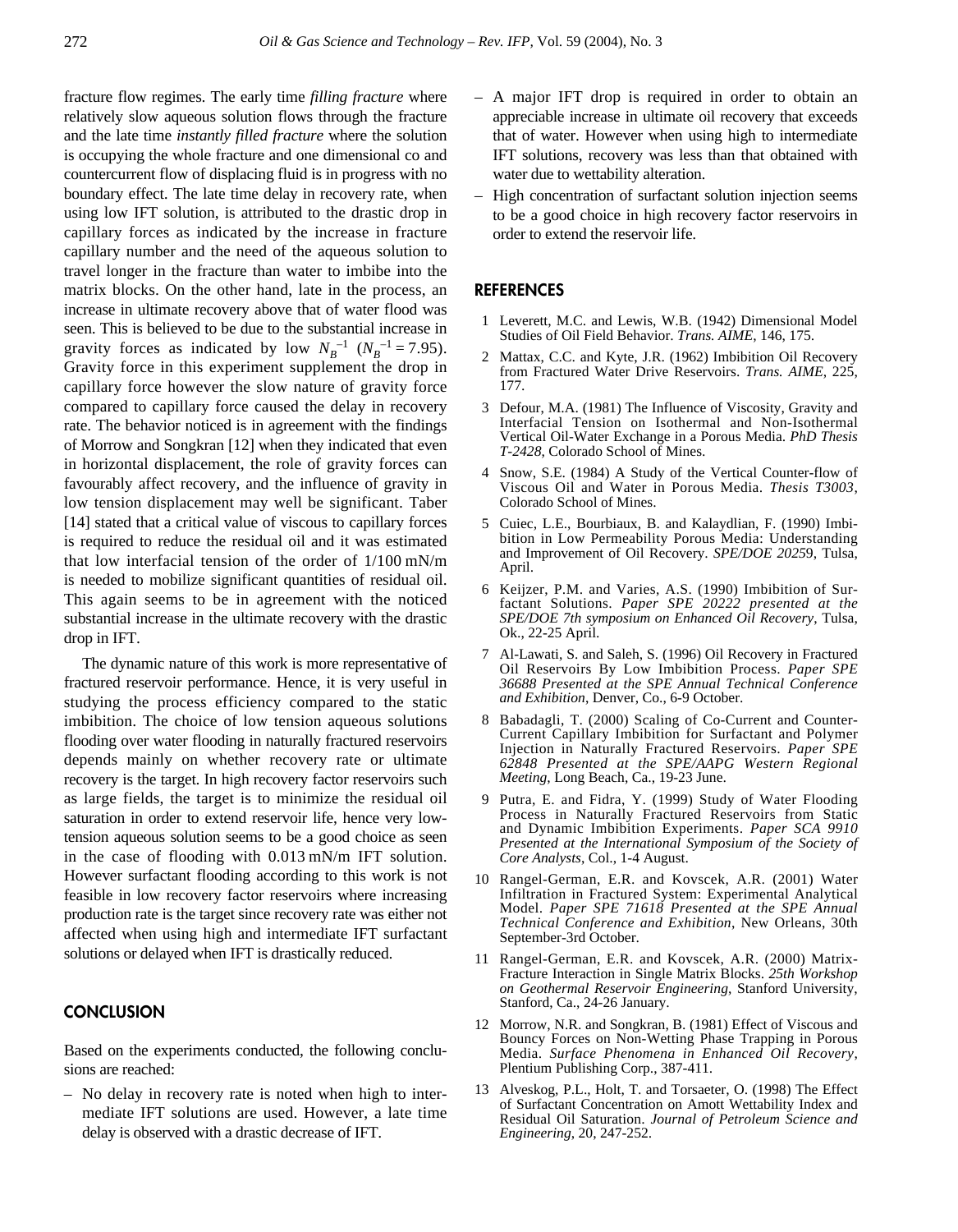fracture flow regimes. The early time *filling fracture* where relatively slow aqueous solution flows through the fracture and the late time *instantly filled fracture* where the solution is occupying the whole fracture and one dimensional co and countercurrent flow of displacing fluid is in progress with no boundary effect. The late time delay in recovery rate, when using low IFT solution, is attributed to the drastic drop in capillary forces as indicated by the increase in fracture capillary number and the need of the aqueous solution to travel longer in the fracture than water to imbibe into the matrix blocks. On the other hand, late in the process, an increase in ultimate recovery above that of water flood was seen. This is believed to be due to the substantial increase in gravity forces as indicated by low $N_B^{-1}$ ($N_B^{-1} = 7.95$). Gravity force in this experiment supplement the drop in capillary force however the slow nature of gravity force compared to capillary force caused the delay in recovery rate. The behavior noticed is in agreement with the findings of Morrow and Songkran [12] when they indicated that even in horizontal displacement, the role of gravity forces can favourably affect recovery, and the influence of gravity in low tension displacement may well be significant. Taber [14] stated that a critical value of viscous to capillary forces is required to reduce the residual oil and it was estimated that low interfacial tension of the order of 1/100 mN/m is needed to mobilize significant quantities of residual oil. This again seems to be in agreement with the noticed substantial increase in the ultimate recovery with the drastic drop in IFT.

The dynamic nature of this work is more representative of fractured reservoir performance. Hence, it is very useful in studying the process efficiency compared to the static imbibition. The choice of low tension aqueous solutions flooding over water flooding in naturally fractured reservoirs depends mainly on whether recovery rate or ultimate recovery is the target. In high recovery factor reservoirs such as large fields, the target is to minimize the residual oil saturation in order to extend reservoir life, hence very low-tension aqueous solution seems to be a good choice as seen in the case of flooding with 0.013 mN/m IFT solution. However surfactant flooding according to this work is not feasible in low recovery factor reservoirs where increasing production rate is the target since recovery rate was either not affected when using high and intermediate IFT surfactant solutions or delayed when IFT is drastically reduced.

## CONCLUSION

Based on the experiments conducted, the following conclusions are reached:

- No delay in recovery rate is noted when high to intermediate IFT solutions are used. However, a late time delay is observed with a drastic decrease of IFT.
- A major IFT drop is required in order to obtain an appreciable increase in ultimate oil recovery that exceeds that of water. However when using high to intermediate IFT solutions, recovery was less than that obtained with water due to wettability alteration.
- High concentration of surfactant solution injection seems to be a good choice in high recovery factor reservoirs in order to extend the reservoir life.

## REFERENCES

1 Leverett, M.C. and Lewis, W.B. (1942) Dimensional Model Studies of Oil Field Behavior. *Trans. AIME*, 146, 175.

2 Mattax, C.C. and Kyte, J.R. (1962) Imbibition Oil Recovery from Fractured Water Drive Reservoirs. *Trans. AIME*, 225, 177.

3 Defour, M.A. (1981) The Influence of Viscosity, Gravity and Interfacial Tension on Isothermal and Non-Isothermal Vertical Oil-Water Exchange in a Porous Media. *PhD Thesis T-2428*, Colorado School of Mines.

4 Snow, S.E. (1984) A Study of the Vertical Counter-flow of Viscous Oil and Water in Porous Media. *Thesis T3003*, Colorado School of Mines.

5 Cuiec, L.E., Bourbiaux, B. and Kalaydlian, F. (1990) Imbibition in Low Permeability Porous Media: Understanding and Improvement of Oil Recovery. *SPE/DOE 20259*, Tulsa, April.

6 Keijzer, P.M. and Varies, A.S. (1990) Imbibition of Surfactant Solutions. *Paper SPE 20222 presented at the SPE/DOE 7th symposium on Enhanced Oil Recovery*, Tulsa, Ok., 22-25 April.

7 Al-Lawati, S. and Saleh, S. (1996) Oil Recovery in Fractured Oil Reservoirs By Low Imbibition Process. *Paper SPE 36688 Presented at the SPE Annual Technical Conference and Exhibition*, Denver, Co., 6-9 October.

8 Babadagli, T. (2000) Scaling of Co-Current and Counter-Current Capillary Imbibition for Surfactant and Polymer Injection in Naturally Fractured Reservoirs. *Paper SPE 62848 Presented at the SPE/AAPG Western Regional Meeting*, Long Beach, Ca., 19-23 June.

9 Putra, E. and Fidra, Y. (1999) Study of Water Flooding Process in Naturally Fractured Reservoirs from Static and Dynamic Imbibition Experiments. *Paper SCA 9910 Presented at the International Symposium of the Society of Core Analysts*, Col., 1-4 August.

10 Rangel-German, E.R. and Kovscek, A.R. (2001) Water Infiltration in Fractured System: Experimental Analytical Model. *Paper SPE 71618 Presented at the SPE Annual Technical Conference and Exhibition*, New Orleans, 30th September-3rd October.

11 Rangel-German, E.R. and Kovscek, A.R. (2000) Matrix-Fracture Interaction in Single Matrix Blocks. *25th Workshop on Geothermal Reservoir Engineering*, Stanford University, Stanford, Ca., 24-26 January.

12 Morrow, N.R. and Songkran, B. (1981) Effect of Viscous and Bouncy Forces on Non-Wetting Phase Trapping in Porous Media. *Surface Phenomena in Enhanced Oil Recovery*, Plentium Publishing Corp., 387-411.

13 Alveskog, P.L., Holt, T. and Torsaeter, O. (1998) The Effect of Surfactant Concentration on Amott Wettability Index and Residual Oil Saturation. *Journal of Petroleum Science and Engineering*, 20, 247-252.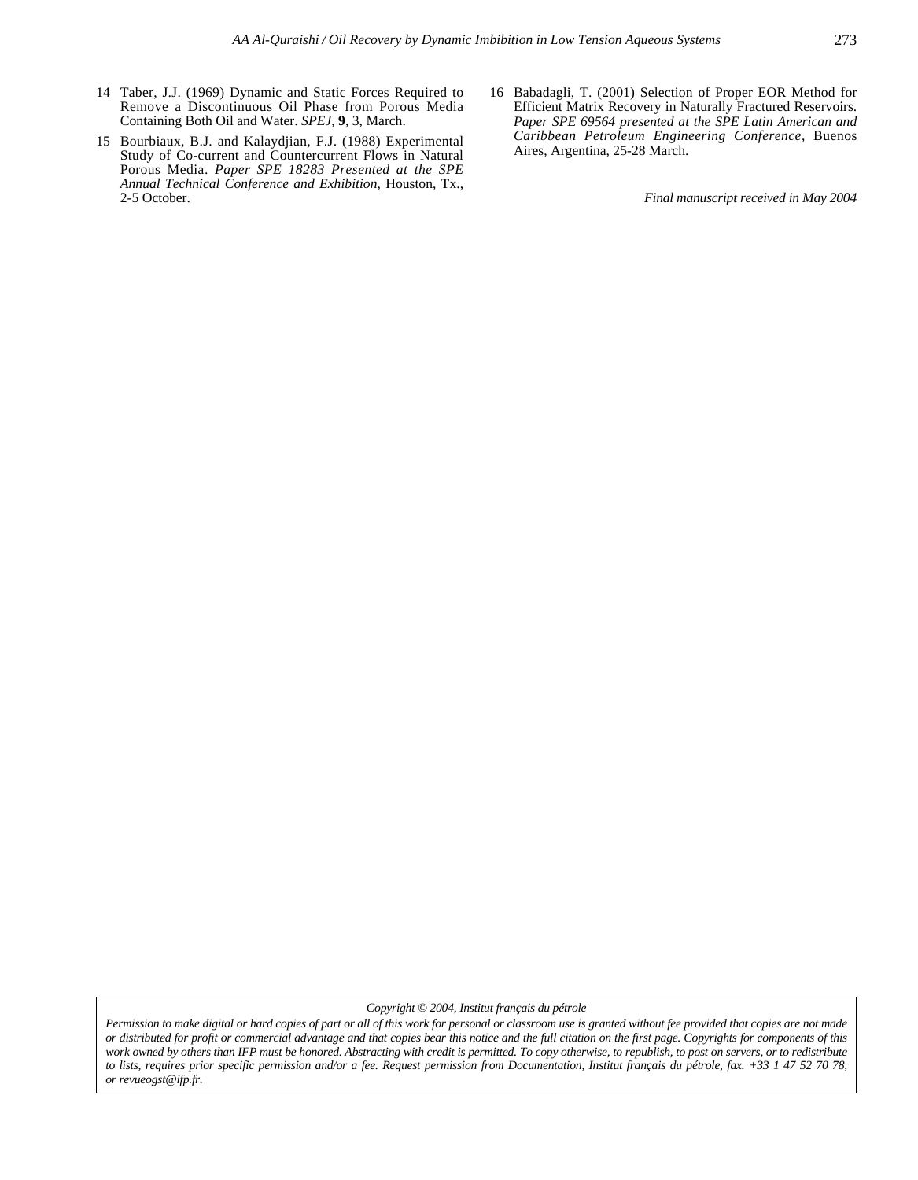14 Taber, J.J. (1969) Dynamic and Static Forces Required to Remove a Discontinuous Oil Phase from Porous Media Containing Both Oil and Water. *SPEJ*, **9**, 3, March.

15 Bourbiaux, B.J. and Kalaydjian, F.J. (1988) Experimental Study of Co-current and Countercurrent Flows in Natural Porous Media. *Paper SPE 18283 Presented at the SPE Annual Technical Conference and Exhibition*, Houston, Tx., 2-5 October.

16 Babadagli, T. (2001) Selection of Proper EOR Method for Efficient Matrix Recovery in Naturally Fractured Reservoirs. *Paper SPE 69564 presented at the SPE Latin American and Caribbean Petroleum Engineering Conference*, Buenos Aires, Argentina, 25-28 March.

*Final manuscript received in May 2004*

*Copyright © 2004, Institut français du pétrole*

*Permission to make digital or hard copies of part or all of this work for personal or classroom use is granted without fee provided that copies are not made or distributed for profit or commercial advantage and that copies bear this notice and the full citation on the first page. Copyrights for components of this work owned by others than IFP must be honored. Abstracting with credit is permitted. To copy otherwise, to republish, to post on servers, or to redistribute to lists, requires prior specific permission and/or a fee. Request permission from Documentation, Institut français du pétrole, fax. +33 1 47 52 70 78, or revueogst@ifp.fr.*